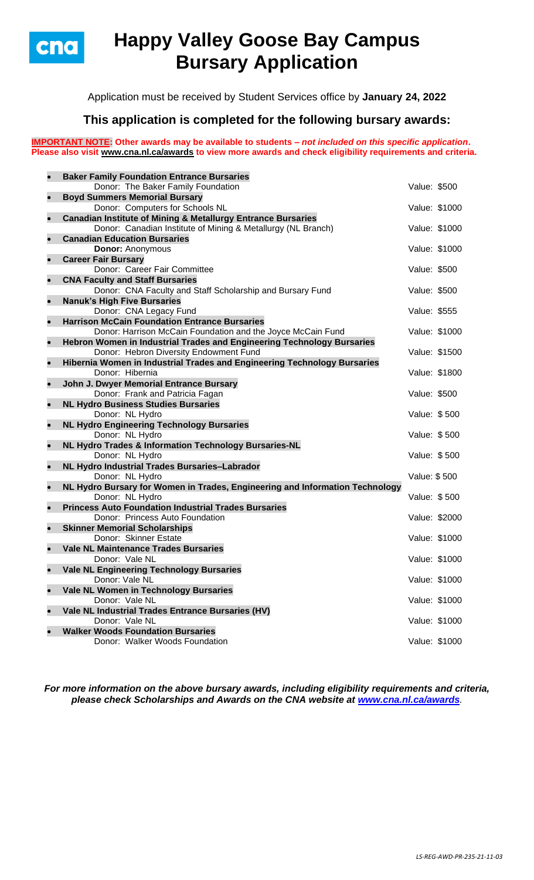# Happy Valley Goose Bay Campus Bursary Application

Application must be received by Student Services office by **January 24, 2022**

## This application is completed for the following bursary awards:

**IMPORTANT NOTE: Other awards may be available to students – *not included on this specific application*. Please also visit www.cna.nl.ca/awards to view more awards and check eligibility requirements and criteria.**

- **Baker Family Foundation Entrance Bursaries**
  Donor: The Baker Family Foundation — Value: $500
- **Boyd Summers Memorial Bursary**
  Donor: Computers for Schools NL — Value: $1000
- **Canadian Institute of Mining & Metallurgy Entrance Bursaries**
  Donor: Canadian Institute of Mining & Metallurgy (NL Branch) — Value: $1000
- **Canadian Education Bursaries**
  **Donor:** Anonymous — Value: $1000
- **Career Fair Bursary**
  Donor: Career Fair Committee — Value: $500
- **CNA Faculty and Staff Bursaries**
  Donor: CNA Faculty and Staff Scholarship and Bursary Fund — Value: $500
- **Nanuk's High Five Bursaries**
  Donor: CNA Legacy Fund — Value: $555
- **Harrison McCain Foundation Entrance Bursaries**
  Donor: Harrison McCain Foundation and the Joyce McCain Fund — Value: $1000
- **Hebron Women in Industrial Trades and Engineering Technology Bursaries**
  Donor: Hebron Diversity Endowment Fund — Value: $1500
- **Hibernia Women in Industrial Trades and Engineering Technology Bursaries**
  Donor: Hibernia — Value: $1800
- **John J. Dwyer Memorial Entrance Bursary**
  Donor: Frank and Patricia Fagan — Value: $500
- **NL Hydro Business Studies Bursaries**
  Donor: NL Hydro — Value: $ 500
- **NL Hydro Engineering Technology Bursaries**
  Donor: NL Hydro — Value: $ 500
- **NL Hydro Trades & Information Technology Bursaries-NL**
  Donor: NL Hydro — Value: $ 500
- **NL Hydro Industrial Trades Bursaries–Labrador**
  Donor: NL Hydro — Value: $ 500
- **NL Hydro Bursary for Women in Trades, Engineering and Information Technology**
  Donor: NL Hydro — Value: $ 500
- **Princess Auto Foundation Industrial Trades Bursaries**
  Donor: Princess Auto Foundation — Value: $2000
- **Skinner Memorial Scholarships**
  Donor: Skinner Estate — Value: $1000
- **Vale NL Maintenance Trades Bursaries**
  Donor: Vale NL — Value: $1000
- **Vale NL Engineering Technology Bursaries**
  Donor: Vale NL — Value: $1000
- **Vale NL Women in Technology Bursaries**
  Donor: Vale NL — Value: $1000
- **Vale NL Industrial Trades Entrance Bursaries (HV)**
  Donor: Vale NL — Value: $1000
- **Walker Woods Foundation Bursaries**
  Donor: Walker Woods Foundation — Value: $1000

***For more information on the above bursary awards, including eligibility requirements and criteria, please check Scholarships and Awards on the CNA website at www.cna.nl.ca/awards.***

*LS-REG-AWD-PR-235-21-11-03*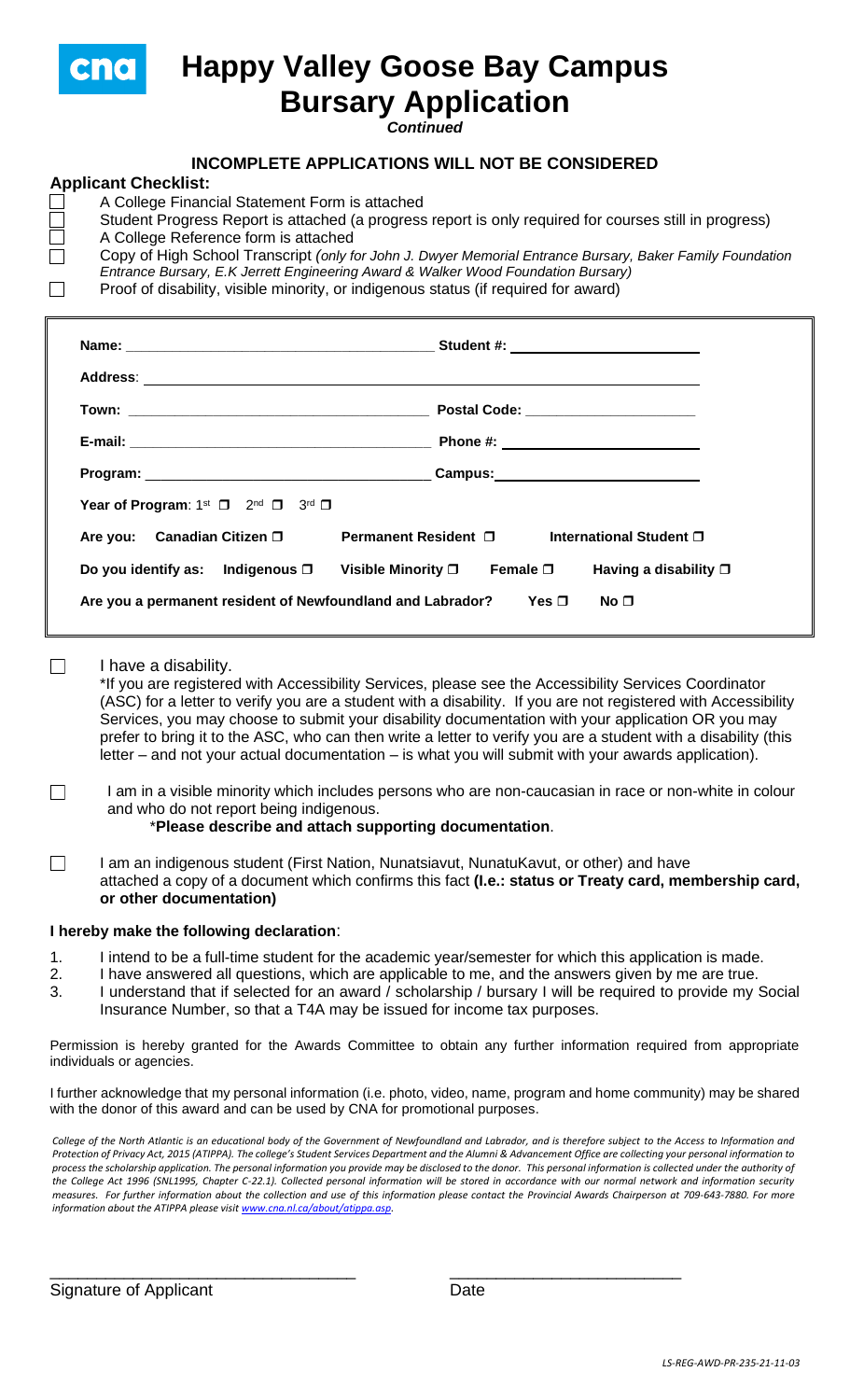# Happy Valley Goose Bay Campus Bursary Application

*Continued*

## INCOMPLETE APPLICATIONS WILL NOT BE CONSIDERED

**Applicant Checklist:**

- ☐ A College Financial Statement Form is attached
- ☐ Student Progress Report is attached (a progress report is only required for courses still in progress)
- ☐ A College Reference form is attached
- ☐ Copy of High School Transcript *(only for John J. Dwyer Memorial Entrance Bursary, Baker Family Foundation Entrance Bursary, E.K Jerrett Engineering Award & Walker Wood Foundation Bursary)*
- ☐ Proof of disability, visible minority, or indigenous status (if required for award)

**Name:** ______________________________ **Student #:** ______________________

**Address**: ____________________________________________________________

**Town:** ______________________________ **Postal Code:** ____________________

**E-mail:** ______________________________ **Phone #:** ______________________

**Program:** ______________________________ **Campus:** ______________________

**Year of Program**: 1st ☐ 2nd ☐ 3rd ☐

**Are you: Canadian Citizen ☐ Permanent Resident ☐ International Student ☐**

**Do you identify as: Indigenous ☐ Visible Minority ☐ Female ☐ Having a disability ☐**

**Are you a permanent resident of Newfoundland and Labrador? Yes ☐ No ☐**

☐ I have a disability.

*If you are registered with Accessibility Services, please see the Accessibility Services Coordinator (ASC) for a letter to verify you are a student with a disability. If you are not registered with Accessibility Services, you may choose to submit your disability documentation with your application OR you may prefer to bring it to the ASC, who can then write a letter to verify you are a student with a disability (this letter – and not your actual documentation – is what you will submit with your awards application).

☐ I am in a visible minority which includes persons who are non-caucasian in race or non-white in colour and who do not report being indigenous.

*__Please describe and attach supporting documentation__.

☐ I am an indigenous student (First Nation, Nunatsiavut, NunatuKavut, or other) and have attached a copy of a document which confirms this fact **(I.e.: status or Treaty card, membership card, or other documentation)**

**I hereby make the following declaration**:

1. I intend to be a full-time student for the academic year/semester for which this application is made.
2. I have answered all questions, which are applicable to me, and the answers given by me are true.
3. I understand that if selected for an award / scholarship / bursary I will be required to provide my Social Insurance Number, so that a T4A may be issued for income tax purposes.

Permission is hereby granted for the Awards Committee to obtain any further information required from appropriate individuals or agencies.

I further acknowledge that my personal information (i.e. photo, video, name, program and home community) may be shared with the donor of this award and can be used by CNA for promotional purposes.

*College of the North Atlantic is an educational body of the Government of Newfoundland and Labrador, and is therefore subject to the Access to Information and Protection of Privacy Act, 2015 (ATIPPA). The college's Student Services Department and the Alumni & Advancement Office are collecting your personal information to process the scholarship application. The personal information you provide may be disclosed to the donor. This personal information is collected under the authority of the College Act 1996 (SNL1995, Chapter C-22.1). Collected personal information will be stored in accordance with our normal network and information security measures. For further information about the collection and use of this information please contact the Provincial Awards Chairperson at 709-643-7880. For more information about the ATIPPA please visit www.cna.nl.ca/about/atippa.asp.*

______________________________ ______________________

Signature of Applicant Date

*LS-REG-AWD-PR-235-21-11-03*